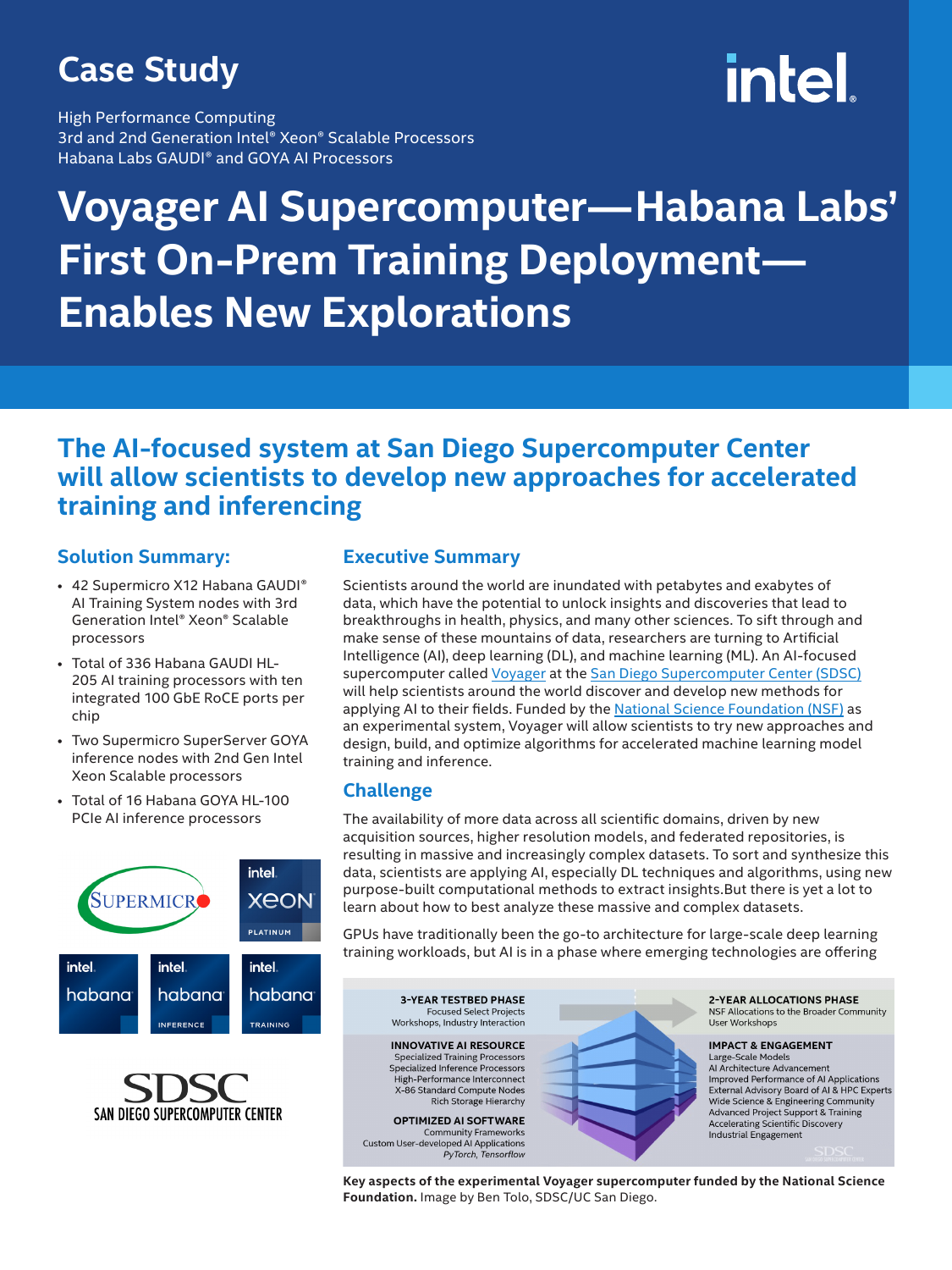# Case Study

High Performance Computing
3rd and 2nd Generation Intel® Xeon® Scalable Processors
Habana Labs GAUDI® and GOYA AI Processors

# Voyager AI Supercomputer—Habana Labs' First On-Prem Training Deployment—Enables New Explorations

## The AI-focused system at San Diego Supercomputer Center will allow scientists to develop new approaches for accelerated training and inferencing

### Solution Summary:

- 42 Supermicro X12 Habana GAUDI® AI Training System nodes with 3rd Generation Intel® Xeon® Scalable processors
- Total of 336 Habana GAUDI HL-205 AI training processors with ten integrated 100 GbE RoCE ports per chip
- Two Supermicro SuperServer GOYA inference nodes with 2nd Gen Intel Xeon Scalable processors
- Total of 16 Habana GOYA HL-100 PCIe AI inference processors

### Executive Summary

Scientists around the world are inundated with petabytes and exabytes of data, which have the potential to unlock insights and discoveries that lead to breakthroughs in health, physics, and many other sciences. To sift through and make sense of these mountains of data, researchers are turning to Artificial Intelligence (AI), deep learning (DL), and machine learning (ML). An AI-focused supercomputer called Voyager at the San Diego Supercomputer Center (SDSC) will help scientists around the world discover and develop new methods for applying AI to their fields. Funded by the National Science Foundation (NSF) as an experimental system, Voyager will allow scientists to try new approaches and design, build, and optimize algorithms for accelerated machine learning model training and inference.

### Challenge

The availability of more data across all scientific domains, driven by new acquisition sources, higher resolution models, and federated repositories, is resulting in massive and increasingly complex datasets. To sort and synthesize this data, scientists are applying AI, especially DL techniques and algorithms, using new purpose-built computational methods to extract insights.But there is yet a lot to learn about how to best analyze these massive and complex datasets.

GPUs have traditionally been the go-to architecture for large-scale deep learning training workloads, but AI is in a phase where emerging technologies are offering

**3-YEAR TESTBED PHASE**
Focused Select Projects
Workshops, Industry Interaction

**INNOVATIVE AI RESOURCE**
Specialized Training Processors
Specialized Inference Processors
High-Performance Interconnect
X-86 Standard Compute Nodes
Rich Storage Hierarchy

**OPTIMIZED AI SOFTWARE**
Community Frameworks
Custom User-developed AI Applications
*PyTorch, Tensorflow*

**2-YEAR ALLOCATIONS PHASE**
NSF Allocations to the Broader Community
User Workshops

**IMPACT & ENGAGEMENT**
Large-Scale Models
AI Architecture Advancement
Improved Performance of AI Applications
External Advisory Board of AI & HPC Experts
Wide Science & Engineering Community
Advanced Project Support & Training
Accelerating Scientific Discovery
Industrial Engagement

**Key aspects of the experimental Voyager supercomputer funded by the National Science Foundation.** Image by Ben Tolo, SDSC/UC San Diego.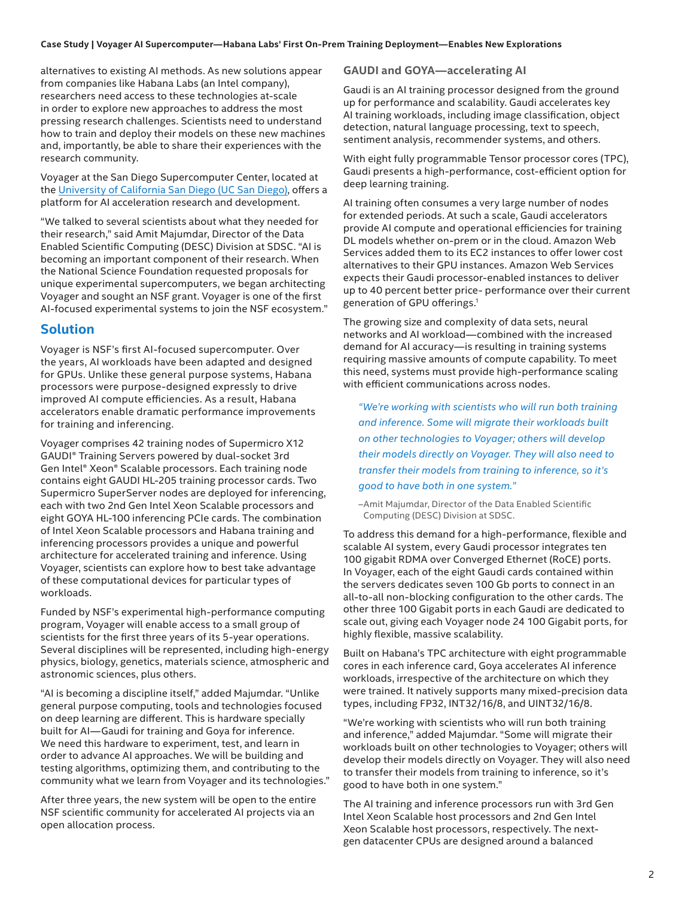alternatives to existing AI methods. As new solutions appear from companies like Habana Labs (an Intel company), researchers need access to these technologies at-scale in order to explore new approaches to address the most pressing research challenges. Scientists need to understand how to train and deploy their models on these new machines and, importantly, be able to share their experiences with the research community.

Voyager at the San Diego Supercomputer Center, located at the University of California San Diego (UC San Diego), offers a platform for AI acceleration research and development.

"We talked to several scientists about what they needed for their research," said Amit Majumdar, Director of the Data Enabled Scientific Computing (DESC) Division at SDSC. "AI is becoming an important component of their research. When the National Science Foundation requested proposals for unique experimental supercomputers, we began architecting Voyager and sought an NSF grant. Voyager is one of the first AI-focused experimental systems to join the NSF ecosystem."

## Solution

Voyager is NSF's first AI-focused supercomputer. Over the years, AI workloads have been adapted and designed for GPUs. Unlike these general purpose systems, Habana processors were purpose-designed expressly to drive improved AI compute efficiencies. As a result, Habana accelerators enable dramatic performance improvements for training and inferencing.

Voyager comprises 42 training nodes of Supermicro X12 GAUDI® Training Servers powered by dual-socket 3rd Gen Intel® Xeon® Scalable processors. Each training node contains eight GAUDI HL-205 training processor cards. Two Supermicro SuperServer nodes are deployed for inferencing, each with two 2nd Gen Intel Xeon Scalable processors and eight GOYA HL-100 inferencing PCIe cards. The combination of Intel Xeon Scalable processors and Habana training and inferencing processors provides a unique and powerful architecture for accelerated training and inference. Using Voyager, scientists can explore how to best take advantage of these computational devices for particular types of workloads.

Funded by NSF's experimental high-performance computing program, Voyager will enable access to a small group of scientists for the first three years of its 5-year operations. Several disciplines will be represented, including high-energy physics, biology, genetics, materials science, atmospheric and astronomic sciences, plus others.

"AI is becoming a discipline itself," added Majumdar. "Unlike general purpose computing, tools and technologies focused on deep learning are different. This is hardware specially built for AI—Gaudi for training and Goya for inference. We need this hardware to experiment, test, and learn in order to advance AI approaches. We will be building and testing algorithms, optimizing them, and contributing to the community what we learn from Voyager and its technologies."

After three years, the new system will be open to the entire NSF scientific community for accelerated AI projects via an open allocation process.

### GAUDI and GOYA—accelerating AI

Gaudi is an AI training processor designed from the ground up for performance and scalability. Gaudi accelerates key AI training workloads, including image classification, object detection, natural language processing, text to speech, sentiment analysis, recommender systems, and others.

With eight fully programmable Tensor processor cores (TPC), Gaudi presents a high-performance, cost-efficient option for deep learning training.

AI training often consumes a very large number of nodes for extended periods. At such a scale, Gaudi accelerators provide AI compute and operational efficiencies for training DL models whether on-prem or in the cloud. Amazon Web Services added them to its EC2 instances to offer lower cost alternatives to their GPU instances. Amazon Web Services expects their Gaudi processor-enabled instances to deliver up to 40 percent better price- performance over their current generation of GPU offerings.[1]

The growing size and complexity of data sets, neural networks and AI workload—combined with the increased demand for AI accuracy—is resulting in training systems requiring massive amounts of compute capability. To meet this need, systems must provide high-performance scaling with efficient communications across nodes.

> *"We're working with scientists who will run both training and inference. Some will migrate their workloads built on other technologies to Voyager; others will develop their models directly on Voyager. They will also need to transfer their models from training to inference, so it's good to have both in one system."*
>
> –Amit Majumdar, Director of the Data Enabled Scientific Computing (DESC) Division at SDSC.

To address this demand for a high-performance, flexible and scalable AI system, every Gaudi processor integrates ten 100 gigabit RDMA over Converged Ethernet (RoCE) ports. In Voyager, each of the eight Gaudi cards contained within the servers dedicates seven 100 Gb ports to connect in an all-to-all non-blocking configuration to the other cards. The other three 100 Gigabit ports in each Gaudi are dedicated to scale out, giving each Voyager node 24 100 Gigabit ports, for highly flexible, massive scalability.

Built on Habana's TPC architecture with eight programmable cores in each inference card, Goya accelerates AI inference workloads, irrespective of the architecture on which they were trained. It natively supports many mixed-precision data types, including FP32, INT32/16/8, and UINT32/16/8.

"We're working with scientists who will run both training and inference," added Majumdar. "Some will migrate their workloads built on other technologies to Voyager; others will develop their models directly on Voyager. They will also need to transfer their models from training to inference, so it's good to have both in one system."

The AI training and inference processors run with 3rd Gen Intel Xeon Scalable host processors and 2nd Gen Intel Xeon Scalable host processors, respectively. The next-gen datacenter CPUs are designed around a balanced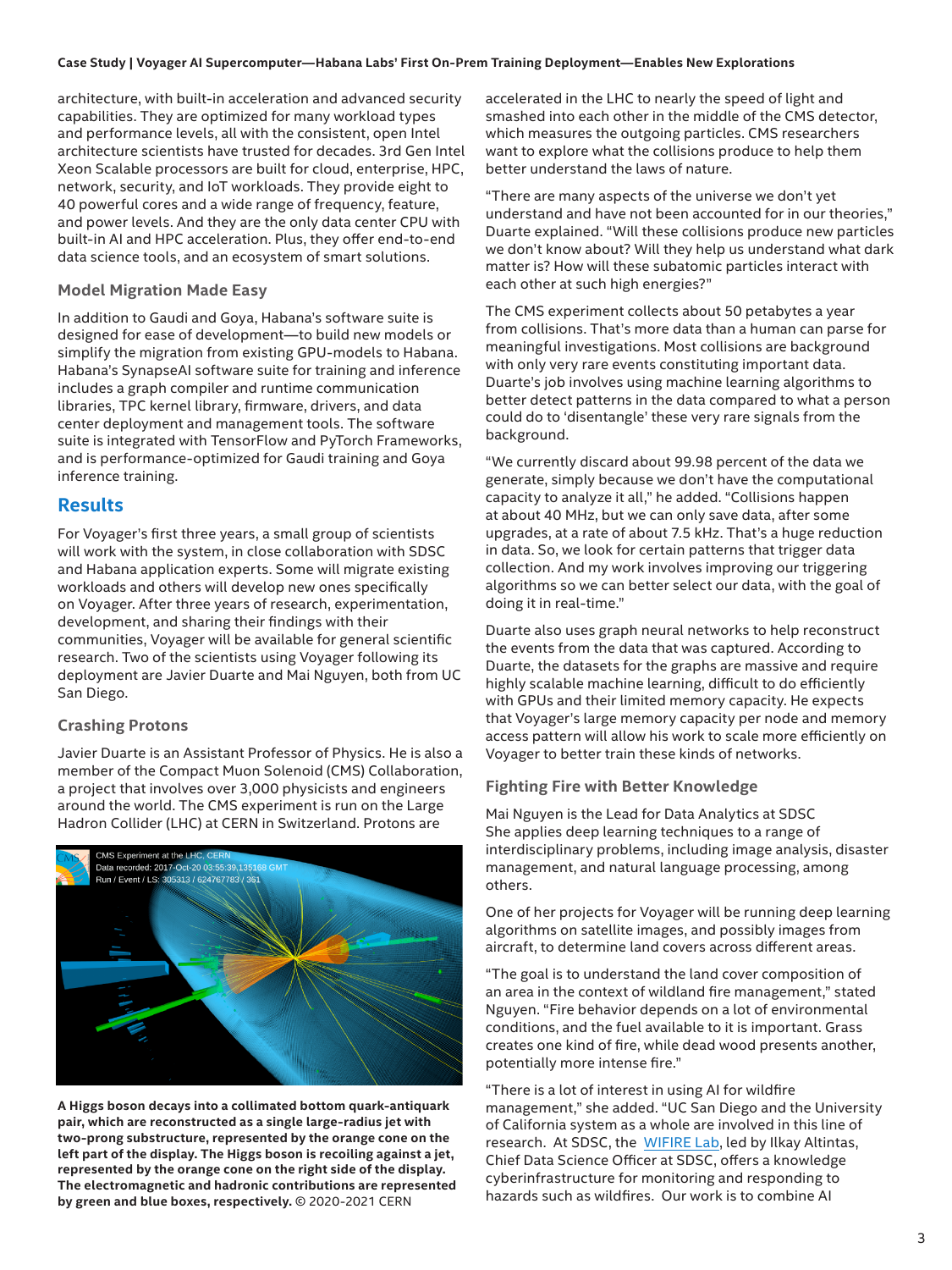architecture, with built-in acceleration and advanced security capabilities. They are optimized for many workload types and performance levels, all with the consistent, open Intel architecture scientists have trusted for decades. 3rd Gen Intel Xeon Scalable processors are built for cloud, enterprise, HPC, network, security, and IoT workloads. They provide eight to 40 powerful cores and a wide range of frequency, feature, and power levels. And they are the only data center CPU with built-in AI and HPC acceleration. Plus, they offer end-to-end data science tools, and an ecosystem of smart solutions.

### Model Migration Made Easy

In addition to Gaudi and Goya, Habana's software suite is designed for ease of development—to build new models or simplify the migration from existing GPU-models to Habana. Habana's SynapseAI software suite for training and inference includes a graph compiler and runtime communication libraries, TPC kernel library, firmware, drivers, and data center deployment and management tools. The software suite is integrated with TensorFlow and PyTorch Frameworks, and is performance-optimized for Gaudi training and Goya inference training.

## Results

For Voyager's first three years, a small group of scientists will work with the system, in close collaboration with SDSC and Habana application experts. Some will migrate existing workloads and others will develop new ones specifically on Voyager. After three years of research, experimentation, development, and sharing their findings with their communities, Voyager will be available for general scientific research. Two of the scientists using Voyager following its deployment are Javier Duarte and Mai Nguyen, both from UC San Diego.

### Crashing Protons

Javier Duarte is an Assistant Professor of Physics. He is also a member of the Compact Muon Solenoid (CMS) Collaboration, a project that involves over 3,000 physicists and engineers around the world. The CMS experiment is run on the Large Hadron Collider (LHC) at CERN in Switzerland. Protons are accelerated in the LHC to nearly the speed of light and smashed into each other in the middle of the CMS detector, which measures the outgoing particles. CMS researchers want to explore what the collisions produce to help them better understand the laws of nature.

**A Higgs boson decays into a collimated bottom quark-antiquark pair, which are reconstructed as a single large-radius jet with two-prong substructure, represented by the orange cone on the left part of the display. The Higgs boson is recoiling against a jet, represented by the orange cone on the right side of the display. The electromagnetic and hadronic contributions are represented by green and blue boxes, respectively.** © 2020-2021 CERN

"There are many aspects of the universe we don't yet understand and have not been accounted for in our theories," Duarte explained. "Will these collisions produce new particles we don't know about? Will they help us understand what dark matter is? How will these subatomic particles interact with each other at such high energies?"

The CMS experiment collects about 50 petabytes a year from collisions. That's more data than a human can parse for meaningful investigations. Most collisions are background with only very rare events constituting important data. Duarte's job involves using machine learning algorithms to better detect patterns in the data compared to what a person could do to 'disentangle' these very rare signals from the background.

"We currently discard about 99.98 percent of the data we generate, simply because we don't have the computational capacity to analyze it all," he added. "Collisions happen at about 40 MHz, but we can only save data, after some upgrades, at a rate of about 7.5 kHz. That's a huge reduction in data. So, we look for certain patterns that trigger data collection. And my work involves improving our triggering algorithms so we can better select our data, with the goal of doing it in real-time."

Duarte also uses graph neural networks to help reconstruct the events from the data that was captured. According to Duarte, the datasets for the graphs are massive and require highly scalable machine learning, difficult to do efficiently with GPUs and their limited memory capacity. He expects that Voyager's large memory capacity per node and memory access pattern will allow his work to scale more efficiently on Voyager to better train these kinds of networks.

### Fighting Fire with Better Knowledge

Mai Nguyen is the Lead for Data Analytics at SDSC She applies deep learning techniques to a range of interdisciplinary problems, including image analysis, disaster management, and natural language processing, among others.

One of her projects for Voyager will be running deep learning algorithms on satellite images, and possibly images from aircraft, to determine land covers across different areas.

"The goal is to understand the land cover composition of an area in the context of wildland fire management," stated Nguyen. "Fire behavior depends on a lot of environmental conditions, and the fuel available to it is important. Grass creates one kind of fire, while dead wood presents another, potentially more intense fire."

"There is a lot of interest in using AI for wildfire management," she added. "UC San Diego and the University of California system as a whole are involved in this line of research. At SDSC, the WIFIRE Lab, led by Ilkay Altintas, Chief Data Science Officer at SDSC, offers a knowledge cyberinfrastructure for monitoring and responding to hazards such as wildfires. Our work is to combine AI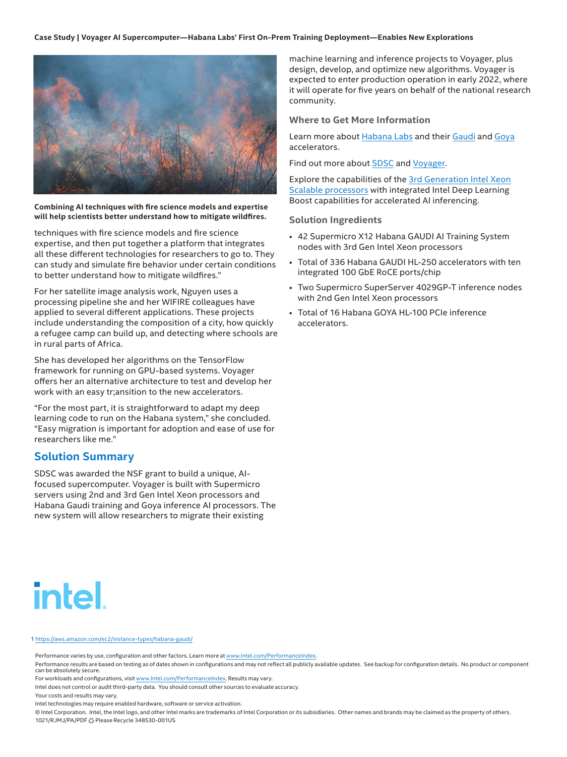**Combining AI techniques with fire science models and expertise will help scientists better understand how to mitigate wildfires.**

techniques with fire science models and fire science expertise, and then put together a platform that integrates all these different technologies for researchers to go to. They can study and simulate fire behavior under certain conditions to better understand how to mitigate wildfires."

For her satellite image analysis work, Nguyen uses a processing pipeline she and her WIFIRE colleagues have applied to several different applications. These projects include understanding the composition of a city, how quickly a refugee camp can build up, and detecting where schools are in rural parts of Africa.

She has developed her algorithms on the TensorFlow framework for running on GPU-based systems. Voyager offers her an alternative architecture to test and develop her work with an easy tr;ansition to the new accelerators.

"For the most part, it is straightforward to adapt my deep learning code to run on the Habana system," she concluded. "Easy migration is important for adoption and ease of use for researchers like me."

## Solution Summary

SDSC was awarded the NSF grant to build a unique, AI-focused supercomputer. Voyager is built with Supermicro servers using 2nd and 3rd Gen Intel Xeon processors and Habana Gaudi training and Goya inference AI processors. The new system will allow researchers to migrate their existing machine learning and inference projects to Voyager, plus design, develop, and optimize new algorithms. Voyager is expected to enter production operation in early 2022, where it will operate for five years on behalf of the national research community.

### Where to Get More Information

Learn more about Habana Labs and their Gaudi and Goya accelerators.

Find out more about SDSC and Voyager.

Explore the capabilities of the 3rd Generation Intel Xeon Scalable processors with integrated Intel Deep Learning Boost capabilities for accelerated AI inferencing.

### Solution Ingredients

- 42 Supermicro X12 Habana GAUDI AI Training System nodes with 3rd Gen Intel Xeon processors
- Total of 336 Habana GAUDI HL-250 accelerators with ten integrated 100 GbE RoCE ports/chip
- Two Supermicro SuperServer 4029GP-T inference nodes with 2nd Gen Intel Xeon processors
- Total of 16 Habana GOYA HL-100 PCIe inference accelerators.

intel.

1 https://aws.amazon.com/ec2/instance-types/habana-gaudi/

Performance varies by use, configuration and other factors. Learn more at www.Intel.com/PerformanceIndex.

Performance results are based on testing as of dates shown in configurations and may not reflect all publicly available updates. See backup for configuration details. No product or component can be absolutely secure.

For workloads and configurations, visit www.Intel.com/PerformanceIndex. Results may vary.

Intel does not control or audit third-party data. You should consult other sources to evaluate accuracy.

Your costs and results may vary.

Intel technologies may require enabled hardware, software or service activation.

© Intel Corporation. Intel, the Intel logo, and other Intel marks are trademarks of Intel Corporation or its subsidiaries. Other names and brands may be claimed as the property of others.

1021/RJMJ/PA/PDF Please Recycle 348530-001US